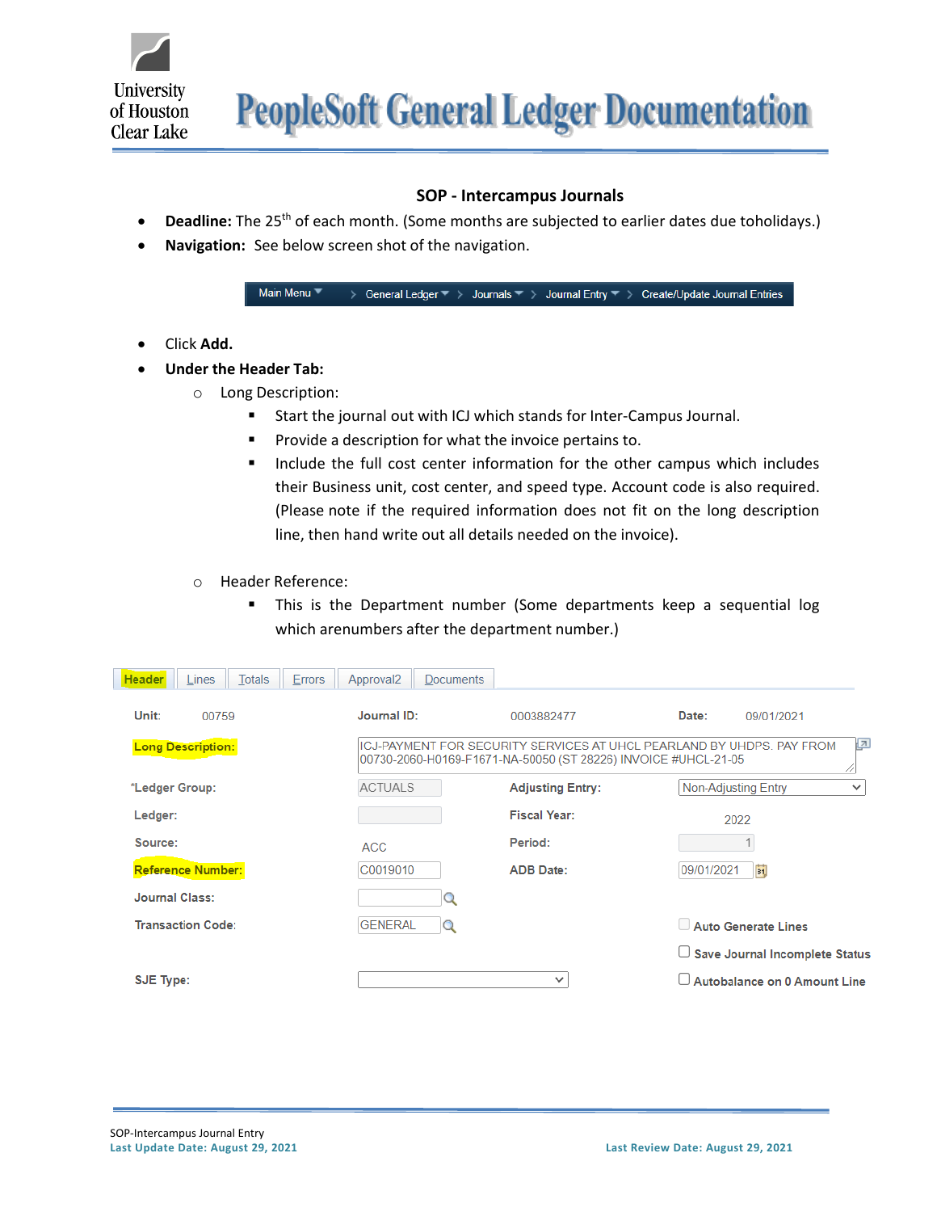# PeopleSoft General Ledger Documentation

## SOP - Intercampus Journals

- **Deadline:** The 25th of each month. (Some months are subjected to earlier dates due toholidays.)
- **Navigation:** See below screen shot of the navigation.

Main Menu > General Ledger > Journals > Journal Entry > Create/Update Journal Entries

- Click **Add.**
- **Under the Header Tab:**
  - Long Description:
    - Start the journal out with ICJ which stands for Inter-Campus Journal.
    - Provide a description for what the invoice pertains to.
    - Include the full cost center information for the other campus which includes their Business unit, cost center, and speed type. Account code is also required. (Please note if the required information does not fit on the long description line, then hand write out all details needed on the invoice).
  - Header Reference:
    - This is the Department number (Some departments keep a sequential log which arenumbers after the department number.)

Header | Lines | Totals | Errors | Approval2 | Documents

| | | | |
|---|---|---|---|
| Unit: | 00759 | Journal ID: 0003882477 | Date: 09/01/2021 |
| **Long Description:** | ICJ-PAYMENT FOR SECURITY SERVICES AT UHCL PEARLAND BY UHDPS. PAY FROM 00730-2060-H0169-F1671-NA-50050 (ST 28226) INVOICE #UHCL-21-05 | | |
| *Ledger Group: | ACTUALS | Adjusting Entry: | Non-Adjusting Entry |
| Ledger: | | Fiscal Year: | 2022 |
| Source: | ACC | Period: | 1 |
| **Reference Number:** | C0019010 | ADB Date: | 09/01/2021 |
| Journal Class: | | | |
| Transaction Code: | GENERAL | | Auto Generate Lines |
| | | | Save Journal Incomplete Status |
| SJE Type: | | | Autobalance on 0 Amount Line |

SOP-Intercampus Journal Entry

**Last Update Date: August 29, 2021** **Last Review Date: August 29, 2021**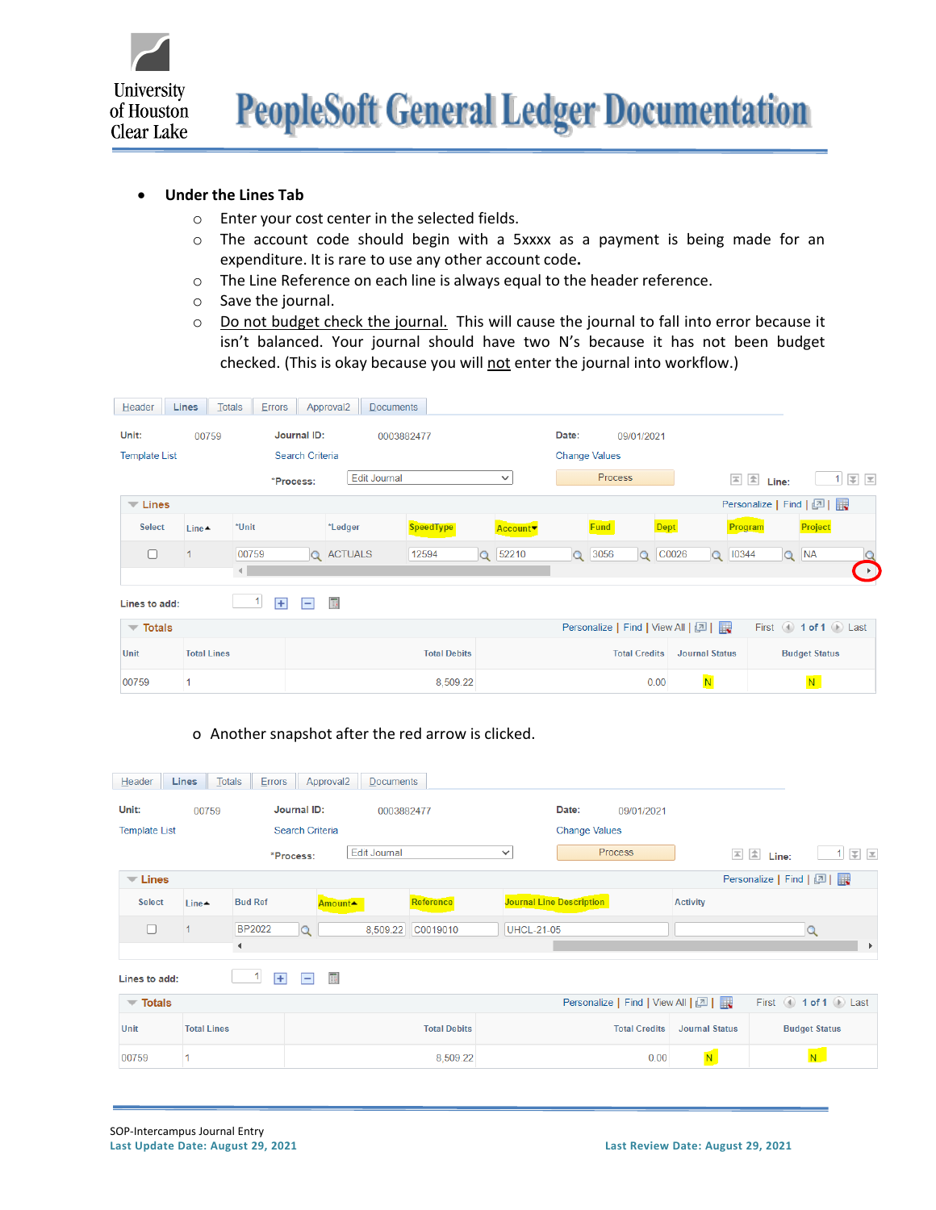- **Under the Lines Tab**
  - Enter your cost center in the selected fields.
  - The account code should begin with a 5xxxx as a payment is being made for an expenditure. It is rare to use any other account code.
  - The Line Reference on each line is always equal to the header reference.
  - Save the journal.
  - Do not budget check the journal. This will cause the journal to fall into error because it isn't balanced. Your journal should have two N's because it has not been budget checked. (This is okay because you will not enter the journal into workflow.)

Header | Lines | Totals | Errors | Approval2 | Documents

Unit: 00759 Journal ID: 0003882477 Date: 09/01/2021

Template List | Search Criteria | Change Values

*Process: Edit Journal | Process | Line: 1

**Lines**

| Select | Line | *Unit | *Ledger | SpeedType | Account | Fund | Dept | Program | Project |
|---|---|---|---|---|---|---|---|---|---|
| ☐ | 1 | 00759 | ACTUALS | 12594 | 52210 | 3056 | C0026 | I0344 | NA |

Lines to add: 1

**Totals**

| Unit | Total Lines | Total Debits | Total Credits | Journal Status | Budget Status |
|---|---|---|---|---|---|
| 00759 | 1 | 8,509.22 | 0.00 | N | N |

- Another snapshot after the red arrow is clicked.

Header | Lines | Totals | Errors | Approval2 | Documents

Unit: 00759 Journal ID: 0003882477 Date: 09/01/2021

Template List | Search Criteria | Change Values

*Process: Edit Journal | Process | Line: 1

**Lines**

| Select | Line | Bud Ref | Amount | Reference | Journal Line Description | Activity |
|---|---|---|---|---|---|---|
| ☐ | 1 | BP2022 | 8,509.22 | C0019010 | UHCL-21-05 | |

Lines to add: 1

**Totals**

| Unit | Total Lines | Total Debits | Total Credits | Journal Status | Budget Status |
|---|---|---|---|---|---|
| 00759 | 1 | 8,509.22 | 0.00 | N | N |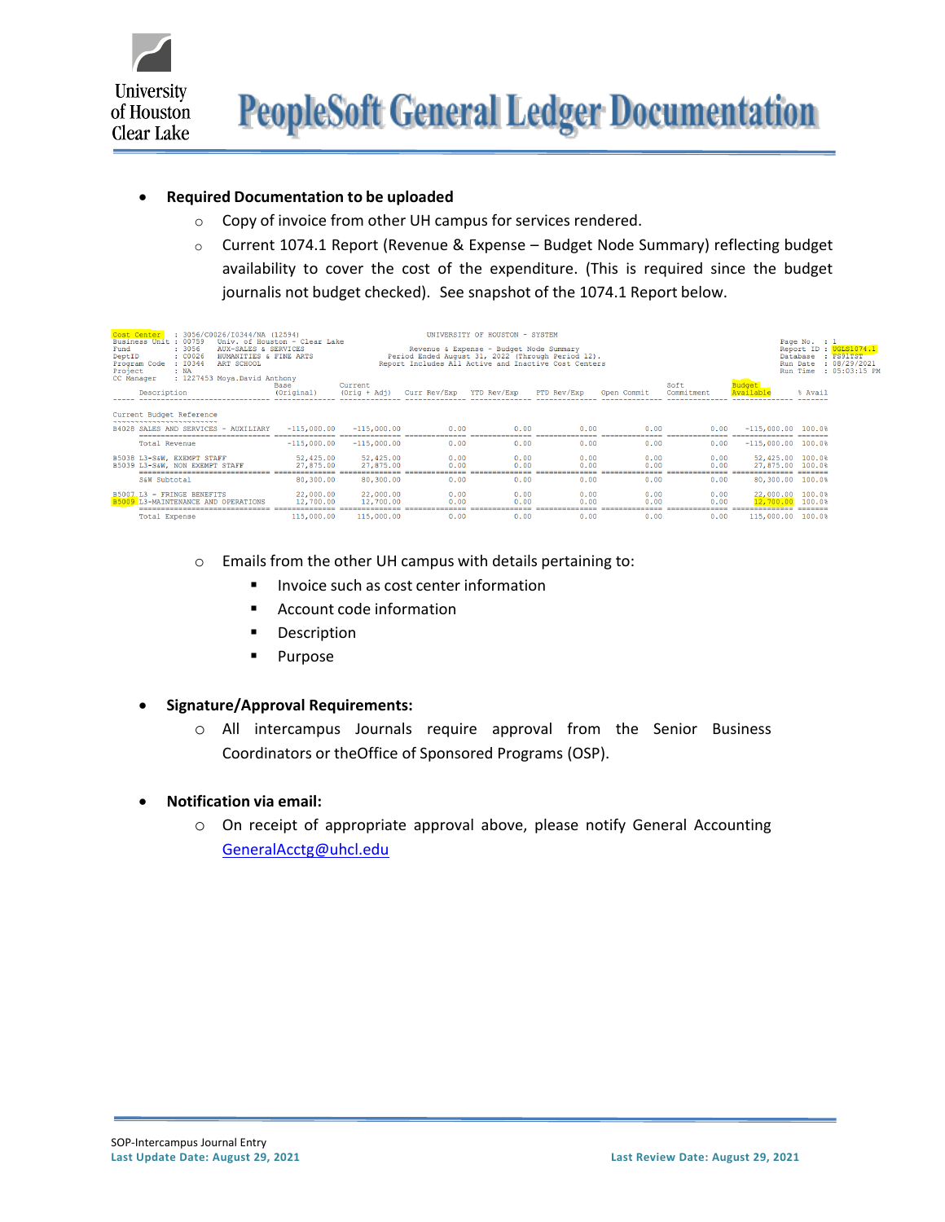- **Required Documentation to be uploaded**
    - Copy of invoice from other UH campus for services rendered.
    - Current 1074.1 Report (Revenue & Expense – Budget Node Summary) reflecting budget availability to cover the cost of the expenditure. (This is required since the budget journalis not budget checked). See snapshot of the 1074.1 Report below.

```
Cost Center   : 3056/C0026/I0344/NA (12594)                UNIVERSITY OF HOUSTON - SYSTEM
Business Unit : 00759   Univ. of Houston - Clear Lake                                                                    Page No.  : 1
Fund          : 3056    AUX-SALES & SERVICES              Revenue & Expense - Budget Node Summary                        Report ID : UGLS1074.1
DeptID        : C0026   HUMANITIES & FINE ARTS       Period Ended August 31, 2022 (Through Period 12).                   Database  : FS91TST
Program Code  : I0344   ART SCHOOL                  Report Includes All Active and Inactive Cost Centers                 Run Date  : 08/29/2021
Project       : NA                                                                                                       Run Time  : 05:03:15 PM
CC Manager    : 1227453 Moya,David Anthony
```

| Description | Base (Original) | Current (Orig + Adj) | Curr Rev/Exp | YTD Rev/Exp | PTD Rev/Exp | Open Commit | Soft Commitment | Budget Available | % Avail |
|---|---|---|---|---|---|---|---|---|---|
| Current Budget Reference | | | | | | | | | |
| B4028 SALES AND SERVICES - AUXILIARY | -115,000.00 | -115,000.00 | 0.00 | 0.00 | 0.00 | 0.00 | 0.00 | -115,000.00 | 100.0% |
| Total Revenue | -115,000.00 | -115,000.00 | 0.00 | 0.00 | 0.00 | 0.00 | 0.00 | -115,000.00 | 100.0% |
| B5038 L3-S&W, EXEMPT STAFF | 52,425.00 | 52,425.00 | 0.00 | 0.00 | 0.00 | 0.00 | 0.00 | 52,425.00 | 100.0% |
| B5039 L3-S&W, NON EXEMPT STAFF | 27,875.00 | 27,875.00 | 0.00 | 0.00 | 0.00 | 0.00 | 0.00 | 27,875.00 | 100.0% |
| S&W Subtotal | 80,300.00 | 80,300.00 | 0.00 | 0.00 | 0.00 | 0.00 | 0.00 | 80,300.00 | 100.0% |
| B5007 L3 - FRINGE BENEFITS | 22,000.00 | 22,000.00 | 0.00 | 0.00 | 0.00 | 0.00 | 0.00 | 22,000.00 | 100.0% |
| B5009 L3-MAINTENANCE AND OPERATIONS | 12,700.00 | 12,700.00 | 0.00 | 0.00 | 0.00 | 0.00 | 0.00 | 12,700.00 | 100.0% |
| Total Expense | 115,000.00 | 115,000.00 | 0.00 | 0.00 | 0.00 | 0.00 | 0.00 | 115,000.00 | 100.0% |

    - Emails from the other UH campus with details pertaining to:
        - Invoice such as cost center information
        - Account code information
        - Description
        - Purpose

- **Signature/Approval Requirements:**
    - All intercampus Journals require approval from the Senior Business Coordinators or theOffice of Sponsored Programs (OSP).

- **Notification via email:**
    - On receipt of appropriate approval above, please notify General Accounting GeneralAcctg@uhcl.edu

SOP-Intercampus Journal Entry
**Last Update Date: August 29, 2021** **Last Review Date: August 29, 2021**